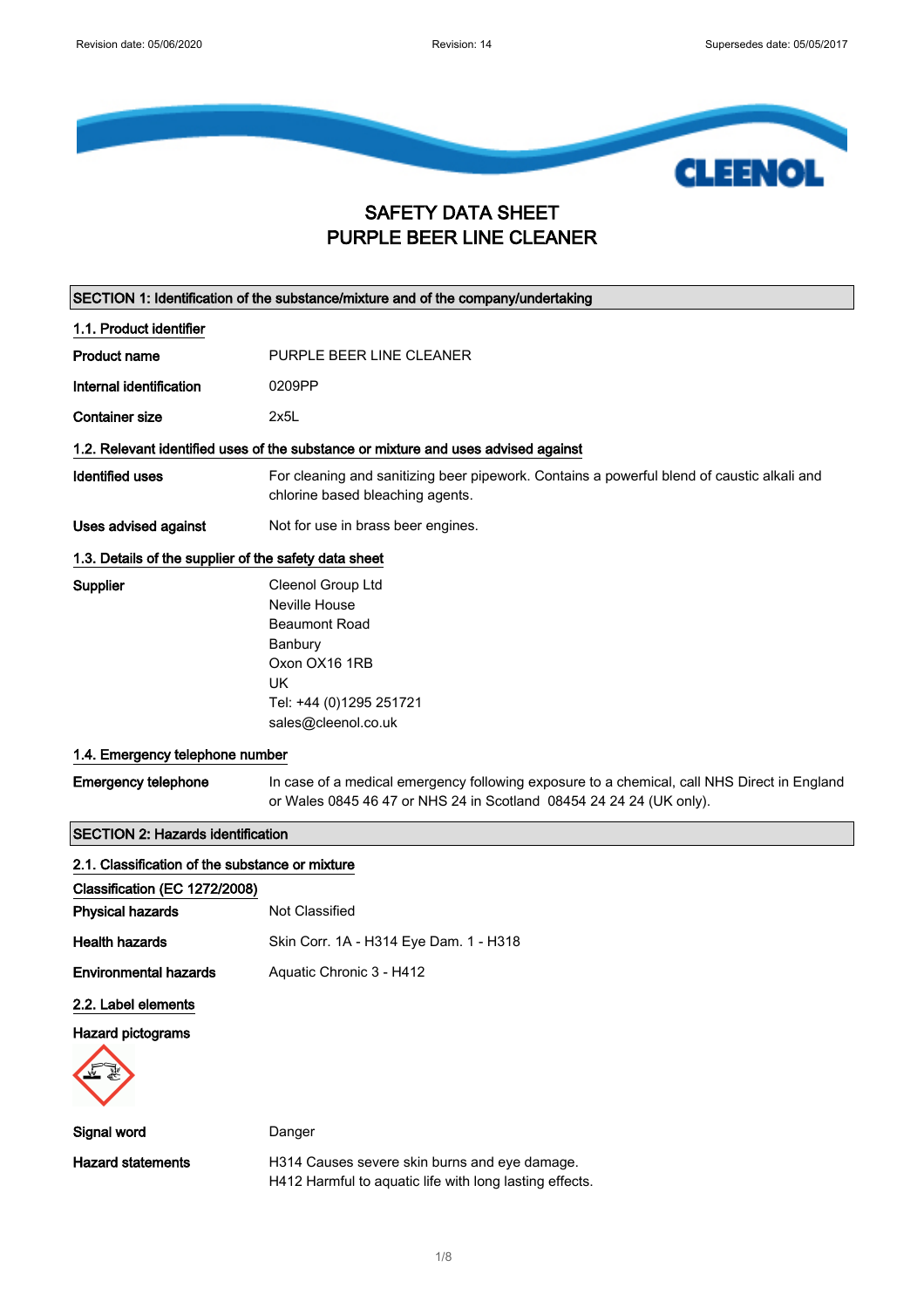# SAFETY DATA SHEET
# PURPLE BEER LINE CLEANER

## SECTION 1: Identification of the substance/mixture and of the company/undertaking

### 1.1. Product identifier

**Product name** PURPLE BEER LINE CLEANER

**Internal identification** 0209PP

**Container size** 2x5L

### 1.2. Relevant identified uses of the substance or mixture and uses advised against

**Identified uses** For cleaning and sanitizing beer pipework. Contains a powerful blend of caustic alkali and chlorine based bleaching agents.

**Uses advised against** Not for use in brass beer engines.

### 1.3. Details of the supplier of the safety data sheet

**Supplier**
Cleenol Group Ltd
Neville House
Beaumont Road
Banbury
Oxon OX16 1RB
UK
Tel: +44 (0)1295 251721
sales@cleenol.co.uk

### 1.4. Emergency telephone number

**Emergency telephone** In case of a medical emergency following exposure to a chemical, call NHS Direct in England or Wales 0845 46 47 or NHS 24 in Scotland 08454 24 24 24 (UK only).

## SECTION 2: Hazards identification

### 2.1. Classification of the substance or mixture

**Classification (EC 1272/2008)**

**Physical hazards** Not Classified

**Health hazards** Skin Corr. 1A - H314 Eye Dam. 1 - H318

**Environmental hazards** Aquatic Chronic 3 - H412

### 2.2. Label elements

**Hazard pictograms**

**Signal word** Danger

**Hazard statements**
H314 Causes severe skin burns and eye damage.
H412 Harmful to aquatic life with long lasting effects.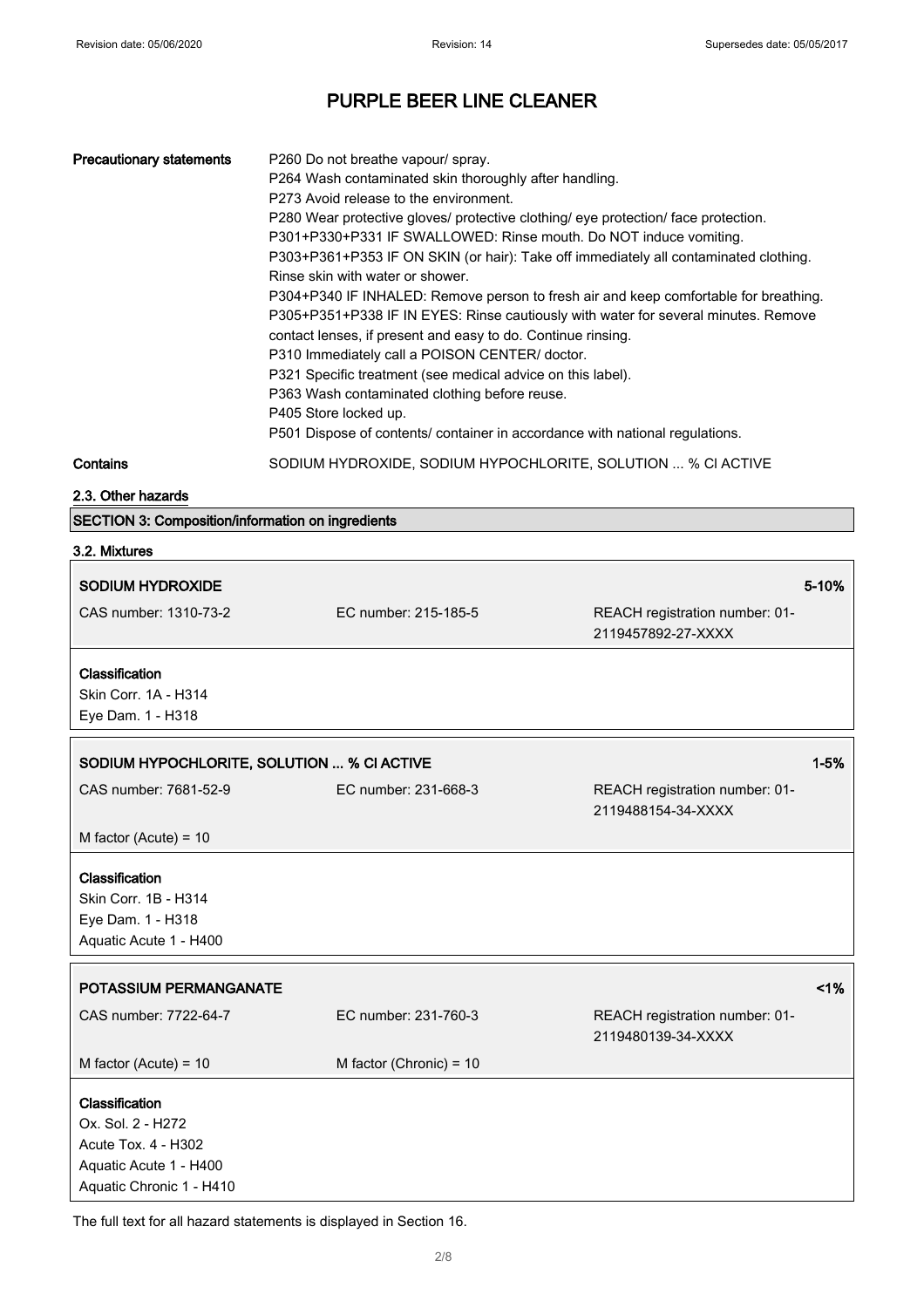# PURPLE BEER LINE CLEANER

| | |
|---|---|
| **Precautionary statements** | P260 Do not breathe vapour/ spray.<br>P264 Wash contaminated skin thoroughly after handling.<br>P273 Avoid release to the environment.<br>P280 Wear protective gloves/ protective clothing/ eye protection/ face protection.<br>P301+P330+P331 IF SWALLOWED: Rinse mouth. Do NOT induce vomiting.<br>P303+P361+P353 IF ON SKIN (or hair): Take off immediately all contaminated clothing. Rinse skin with water or shower.<br>P304+P340 IF INHALED: Remove person to fresh air and keep comfortable for breathing.<br>P305+P351+P338 IF IN EYES: Rinse cautiously with water for several minutes. Remove contact lenses, if present and easy to do. Continue rinsing.<br>P310 Immediately call a POISON CENTER/ doctor.<br>P321 Specific treatment (see medical advice on this label).<br>P363 Wash contaminated clothing before reuse.<br>P405 Store locked up.<br>P501 Dispose of contents/ container in accordance with national regulations. |
| **Contains** | SODIUM HYDROXIDE, SODIUM HYPOCHLORITE, SOLUTION ... % Cl ACTIVE |

### 2.3. Other hazards

## SECTION 3: Composition/information on ingredients

### 3.2. Mixtures

**SODIUM HYDROXIDE** — 5-10%

| | | |
|---|---|---|
| CAS number: 1310-73-2 | EC number: 215-185-5 | REACH registration number: 01-2119457892-27-XXXX |

**Classification**
Skin Corr. 1A - H314
Eye Dam. 1 - H318

**SODIUM HYPOCHLORITE, SOLUTION ... % Cl ACTIVE** — 1-5%

| | | |
|---|---|---|
| CAS number: 7681-52-9 | EC number: 231-668-3 | REACH registration number: 01-2119488154-34-XXXX |
| M factor (Acute) = 10 | | |

**Classification**
Skin Corr. 1B - H314
Eye Dam. 1 - H318
Aquatic Acute 1 - H400

**POTASSIUM PERMANGANATE** — <1%

| | | |
|---|---|---|
| CAS number: 7722-64-7 | EC number: 231-760-3 | REACH registration number: 01-2119480139-34-XXXX |
| M factor (Acute) = 10 | M factor (Chronic) = 10 | |

**Classification**
Ox. Sol. 2 - H272
Acute Tox. 4 - H302
Aquatic Acute 1 - H400
Aquatic Chronic 1 - H410

The full text for all hazard statements is displayed in Section 16.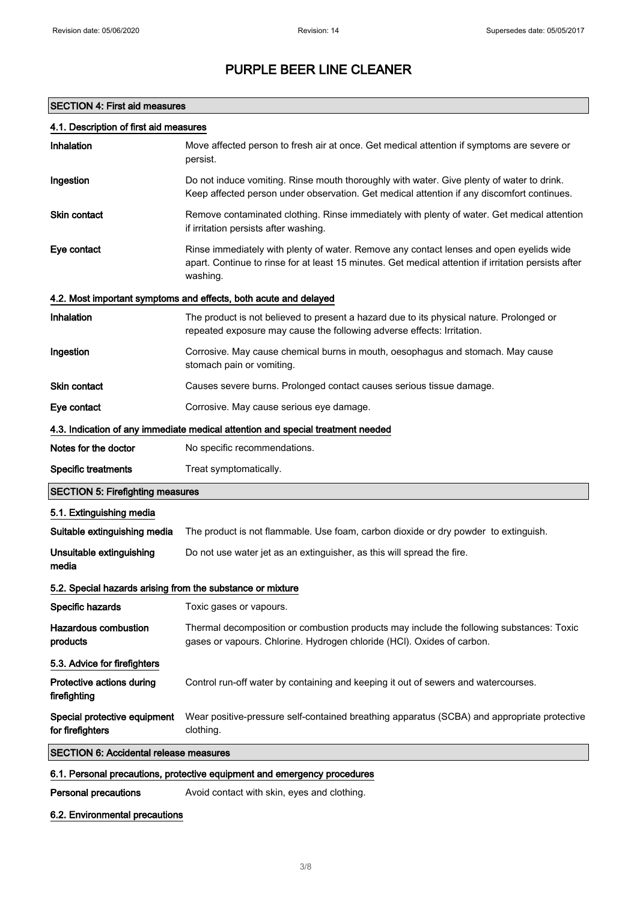# PURPLE BEER LINE CLEANER

## SECTION 4: First aid measures

### 4.1. Description of first aid measures

| | |
|---|---|
| **Inhalation** | Move affected person to fresh air at once. Get medical attention if symptoms are severe or persist. |
| **Ingestion** | Do not induce vomiting. Rinse mouth thoroughly with water. Give plenty of water to drink. Keep affected person under observation. Get medical attention if any discomfort continues. |
| **Skin contact** | Remove contaminated clothing. Rinse immediately with plenty of water. Get medical attention if irritation persists after washing. |
| **Eye contact** | Rinse immediately with plenty of water. Remove any contact lenses and open eyelids wide apart. Continue to rinse for at least 15 minutes. Get medical attention if irritation persists after washing. |

### 4.2. Most important symptoms and effects, both acute and delayed

| | |
|---|---|
| **Inhalation** | The product is not believed to present a hazard due to its physical nature. Prolonged or repeated exposure may cause the following adverse effects: Irritation. |
| **Ingestion** | Corrosive. May cause chemical burns in mouth, oesophagus and stomach. May cause stomach pain or vomiting. |
| **Skin contact** | Causes severe burns. Prolonged contact causes serious tissue damage. |
| **Eye contact** | Corrosive. May cause serious eye damage. |

### 4.3. Indication of any immediate medical attention and special treatment needed

| | |
|---|---|
| **Notes for the doctor** | No specific recommendations. |
| **Specific treatments** | Treat symptomatically. |

## SECTION 5: Firefighting measures

### 5.1. Extinguishing media

| | |
|---|---|
| **Suitable extinguishing media** | The product is not flammable. Use foam, carbon dioxide or dry powder to extinguish. |
| **Unsuitable extinguishing media** | Do not use water jet as an extinguisher, as this will spread the fire. |

### 5.2. Special hazards arising from the substance or mixture

| | |
|---|---|
| **Specific hazards** | Toxic gases or vapours. |
| **Hazardous combustion products** | Thermal decomposition or combustion products may include the following substances: Toxic gases or vapours. Chlorine. Hydrogen chloride (HCl). Oxides of carbon. |

### 5.3. Advice for firefighters

| | |
|---|---|
| **Protective actions during firefighting** | Control run-off water by containing and keeping it out of sewers and watercourses. |
| **Special protective equipment for firefighters** | Wear positive-pressure self-contained breathing apparatus (SCBA) and appropriate protective clothing. |

## SECTION 6: Accidental release measures

### 6.1. Personal precautions, protective equipment and emergency procedures

| | |
|---|---|
| **Personal precautions** | Avoid contact with skin, eyes and clothing. |

### 6.2. Environmental precautions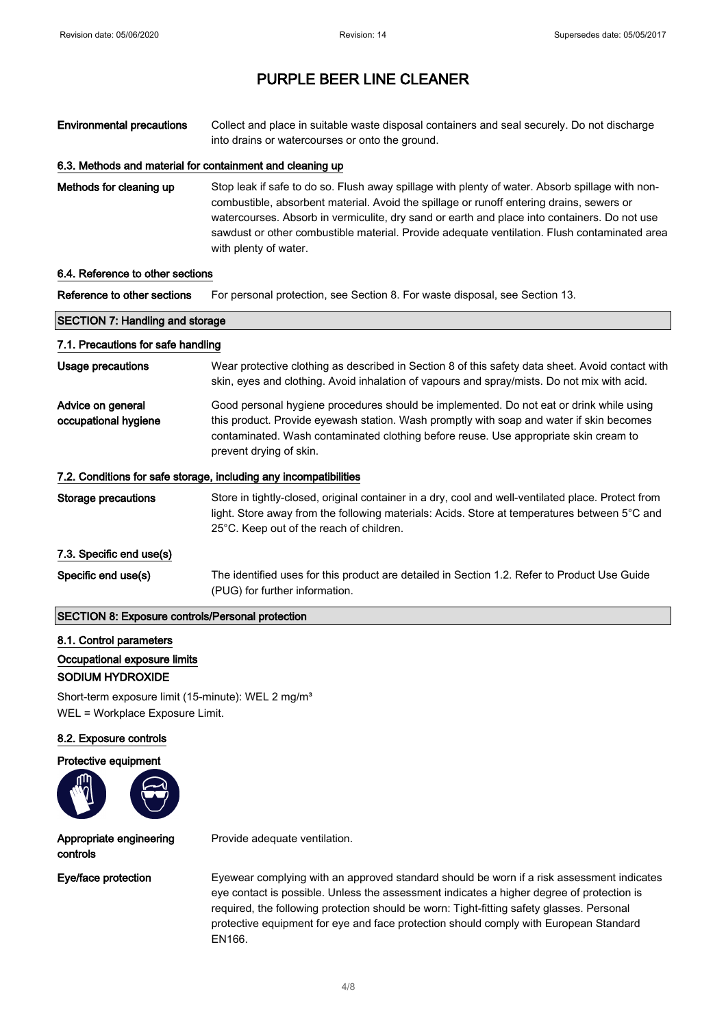# PURPLE BEER LINE CLEANER

**Environmental precautions** Collect and place in suitable waste disposal containers and seal securely. Do not discharge into drains or watercourses or onto the ground.

### 6.3. Methods and material for containment and cleaning up

**Methods for cleaning up** Stop leak if safe to do so. Flush away spillage with plenty of water. Absorb spillage with non-combustible, absorbent material. Avoid the spillage or runoff entering drains, sewers or watercourses. Absorb in vermiculite, dry sand or earth and place into containers. Do not use sawdust or other combustible material. Provide adequate ventilation. Flush contaminated area with plenty of water.

### 6.4. Reference to other sections

**Reference to other sections** For personal protection, see Section 8. For waste disposal, see Section 13.

## SECTION 7: Handling and storage

### 7.1. Precautions for safe handling

**Usage precautions** Wear protective clothing as described in Section 8 of this safety data sheet. Avoid contact with skin, eyes and clothing. Avoid inhalation of vapours and spray/mists. Do not mix with acid.

**Advice on general occupational hygiene** Good personal hygiene procedures should be implemented. Do not eat or drink while using this product. Provide eyewash station. Wash promptly with soap and water if skin becomes contaminated. Wash contaminated clothing before reuse. Use appropriate skin cream to prevent drying of skin.

### 7.2. Conditions for safe storage, including any incompatibilities

**Storage precautions** Store in tightly-closed, original container in a dry, cool and well-ventilated place. Protect from light. Store away from the following materials: Acids. Store at temperatures between 5°C and 25°C. Keep out of the reach of children.

### 7.3. Specific end use(s)

**Specific end use(s)** The identified uses for this product are detailed in Section 1.2. Refer to Product Use Guide (PUG) for further information.

## SECTION 8: Exposure controls/Personal protection

### 8.1. Control parameters

### Occupational exposure limits

**SODIUM HYDROXIDE**

Short-term exposure limit (15-minute): WEL 2 mg/m³
WEL = Workplace Exposure Limit.

### 8.2. Exposure controls

**Protective equipment**

**Appropriate engineering controls** Provide adequate ventilation.

**Eye/face protection** Eyewear complying with an approved standard should be worn if a risk assessment indicates eye contact is possible. Unless the assessment indicates a higher degree of protection is required, the following protection should be worn: Tight-fitting safety glasses. Personal protective equipment for eye and face protection should comply with European Standard EN166.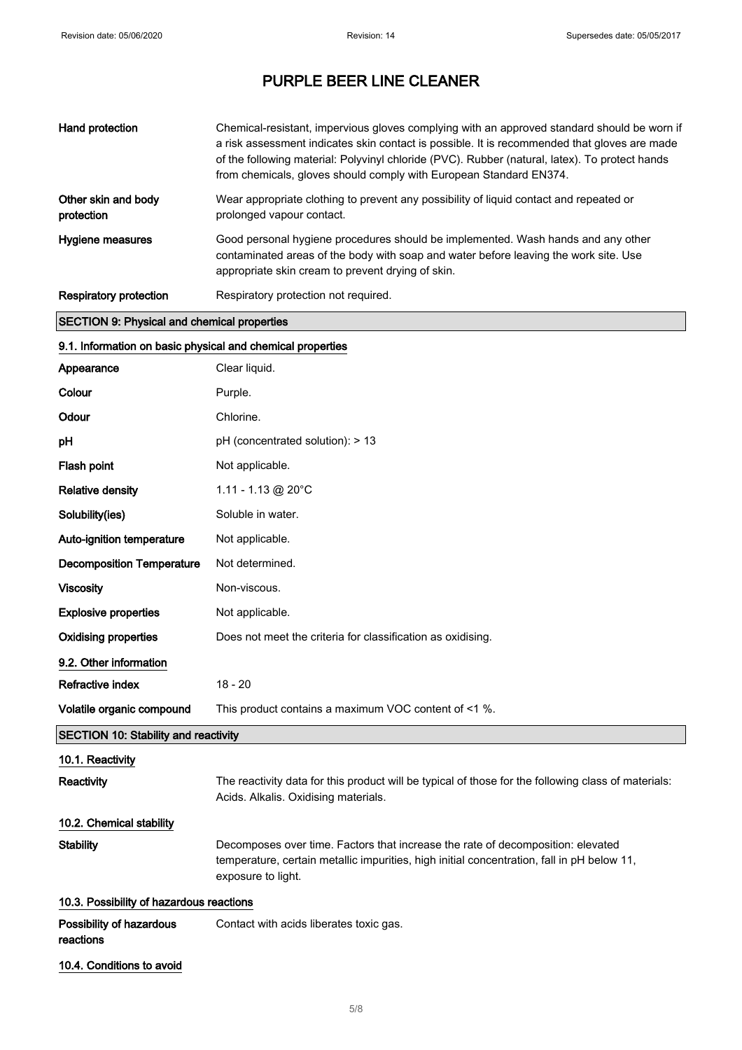# PURPLE BEER LINE CLEANER

| | |
|---|---|
| **Hand protection** | Chemical-resistant, impervious gloves complying with an approved standard should be worn if a risk assessment indicates skin contact is possible. It is recommended that gloves are made of the following material: Polyvinyl chloride (PVC). Rubber (natural, latex). To protect hands from chemicals, gloves should comply with European Standard EN374. |
| **Other skin and body protection** | Wear appropriate clothing to prevent any possibility of liquid contact and repeated or prolonged vapour contact. |
| **Hygiene measures** | Good personal hygiene procedures should be implemented. Wash hands and any other contaminated areas of the body with soap and water before leaving the work site. Use appropriate skin cream to prevent drying of skin. |
| **Respiratory protection** | Respiratory protection not required. |

## SECTION 9: Physical and chemical properties

### 9.1. Information on basic physical and chemical properties

| | |
|---|---|
| **Appearance** | Clear liquid. |
| **Colour** | Purple. |
| **Odour** | Chlorine. |
| **pH** | pH (concentrated solution): > 13 |
| **Flash point** | Not applicable. |
| **Relative density** | 1.11 - 1.13 @ 20°C |
| **Solubility(ies)** | Soluble in water. |
| **Auto-ignition temperature** | Not applicable. |
| **Decomposition Temperature** | Not determined. |
| **Viscosity** | Non-viscous. |
| **Explosive properties** | Not applicable. |
| **Oxidising properties** | Does not meet the criteria for classification as oxidising. |

### 9.2. Other information

| | |
|---|---|
| **Refractive index** | 18 - 20 |
| **Volatile organic compound** | This product contains a maximum VOC content of <1 %. |

## SECTION 10: Stability and reactivity

### 10.1. Reactivity

| | |
|---|---|
| **Reactivity** | The reactivity data for this product will be typical of those for the following class of materials: Acids. Alkalis. Oxidising materials. |

### 10.2. Chemical stability

| | |
|---|---|
| **Stability** | Decomposes over time. Factors that increase the rate of decomposition: elevated temperature, certain metallic impurities, high initial concentration, fall in pH below 11, exposure to light. |

### 10.3. Possibility of hazardous reactions

| | |
|---|---|
| **Possibility of hazardous reactions** | Contact with acids liberates toxic gas. |

### 10.4. Conditions to avoid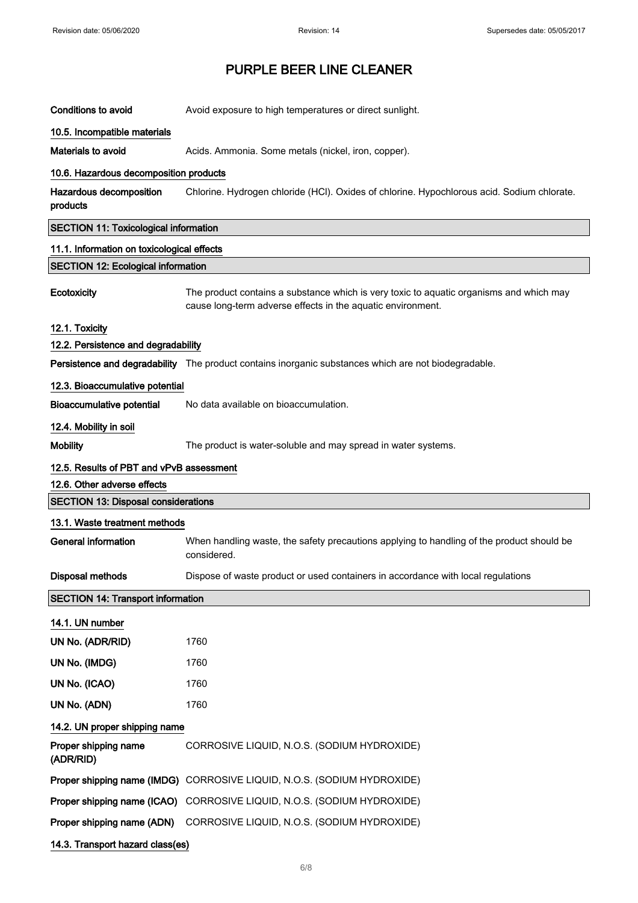# PURPLE BEER LINE CLEANER

**Conditions to avoid** Avoid exposure to high temperatures or direct sunlight.

### 10.5. Incompatible materials

**Materials to avoid** Acids. Ammonia. Some metals (nickel, iron, copper).

### 10.6. Hazardous decomposition products

**Hazardous decomposition products** Chlorine. Hydrogen chloride (HCl). Oxides of chlorine. Hypochlorous acid. Sodium chlorate.

## SECTION 11: Toxicological information

### 11.1. Information on toxicological effects

## SECTION 12: Ecological information

**Ecotoxicity** The product contains a substance which is very toxic to aquatic organisms and which may cause long-term adverse effects in the aquatic environment.

### 12.1. Toxicity

### 12.2. Persistence and degradability

**Persistence and degradability** The product contains inorganic substances which are not biodegradable.

### 12.3. Bioaccumulative potential

**Bioaccumulative potential** No data available on bioaccumulation.

### 12.4. Mobility in soil

**Mobility** The product is water-soluble and may spread in water systems.

### 12.5. Results of PBT and vPvB assessment

### 12.6. Other adverse effects

## SECTION 13: Disposal considerations

### 13.1. Waste treatment methods

**General information** When handling waste, the safety precautions applying to handling of the product should be considered.

**Disposal methods** Dispose of waste product or used containers in accordance with local regulations

## SECTION 14: Transport information

### 14.1. UN number

**UN No. (ADR/RID)** 1760

**UN No. (IMDG)** 1760

**UN No. (ICAO)** 1760

**UN No. (ADN)** 1760

### 14.2. UN proper shipping name

**Proper shipping name (ADR/RID)** CORROSIVE LIQUID, N.O.S. (SODIUM HYDROXIDE)

**Proper shipping name (IMDG)** CORROSIVE LIQUID, N.O.S. (SODIUM HYDROXIDE)

**Proper shipping name (ICAO)** CORROSIVE LIQUID, N.O.S. (SODIUM HYDROXIDE)

**Proper shipping name (ADN)** CORROSIVE LIQUID, N.O.S. (SODIUM HYDROXIDE)

### 14.3. Transport hazard class(es)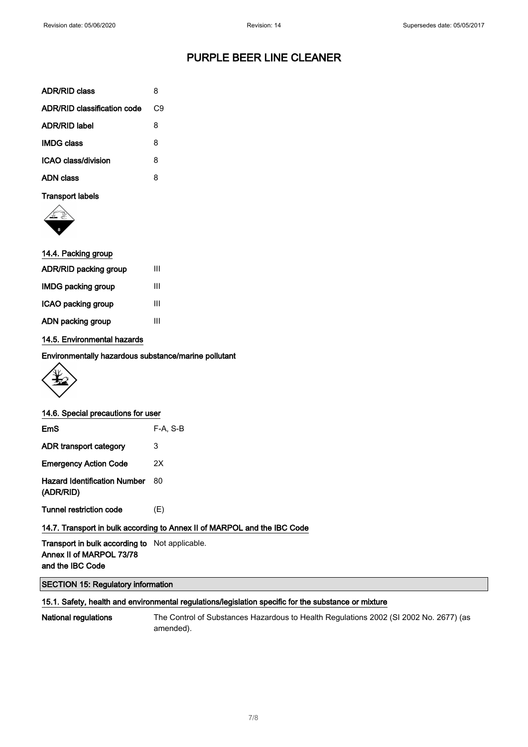# PURPLE BEER LINE CLEANER

| | |
|---|---|
| ADR/RID class | 8 |
| ADR/RID classification code | C9 |
| ADR/RID label | 8 |
| IMDG class | 8 |
| ICAO class/division | 8 |
| ADN class | 8 |

**Transport labels**

### 14.4. Packing group

| | |
|---|---|
| ADR/RID packing group | III |
| IMDG packing group | III |
| ICAO packing group | III |
| ADN packing group | III |

### 14.5. Environmental hazards

**Environmentally hazardous substance/marine pollutant**

### 14.6. Special precautions for user

| | |
|---|---|
| EmS | F-A, S-B |
| ADR transport category | 3 |
| Emergency Action Code | 2X |
| Hazard Identification Number (ADR/RID) | 80 |
| Tunnel restriction code | (E) |

### 14.7. Transport in bulk according to Annex II of MARPOL and the IBC Code

| | |
|---|---|
| Transport in bulk according to Annex II of MARPOL 73/78 and the IBC Code | Not applicable. |

## SECTION 15: Regulatory information

### 15.1. Safety, health and environmental regulations/legislation specific for the substance or mixture

| | |
|---|---|
| National regulations | The Control of Substances Hazardous to Health Regulations 2002 (SI 2002 No. 2677) (as amended). |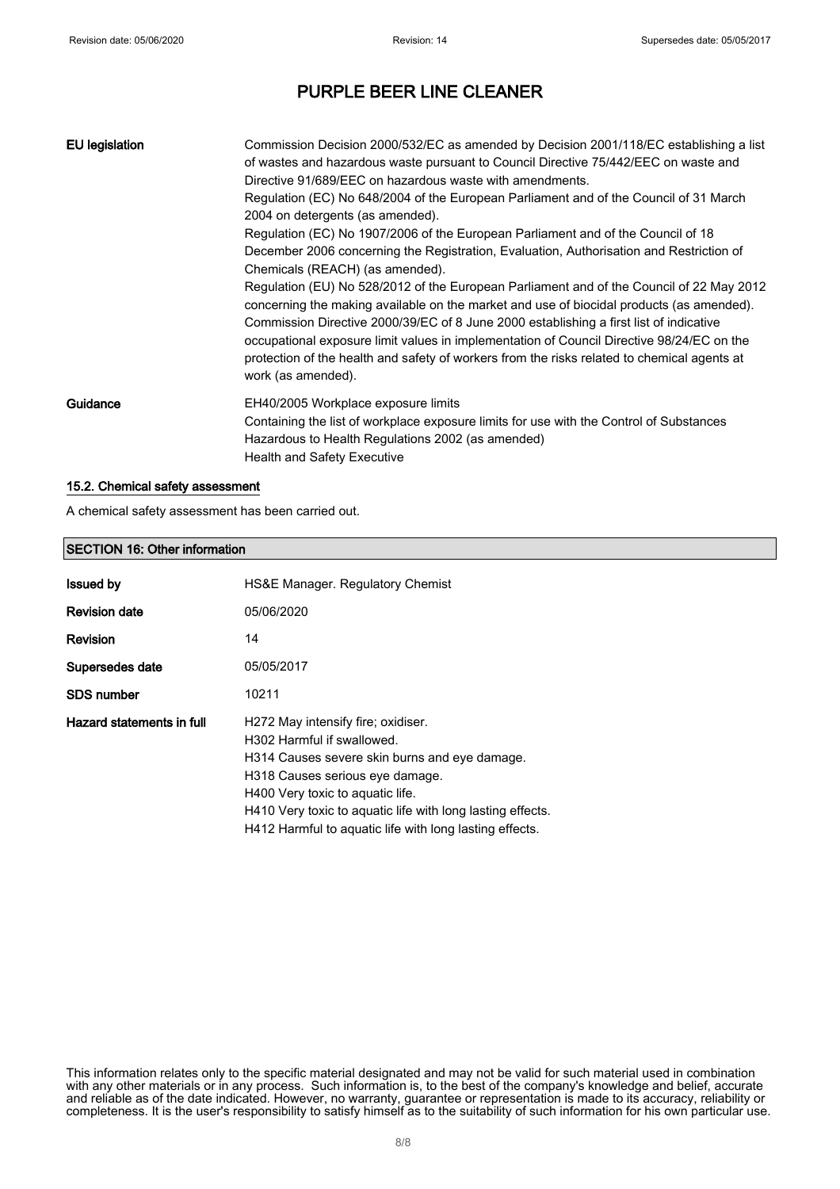# PURPLE BEER LINE CLEANER

| | |
|---|---|
| **EU legislation** | Commission Decision 2000/532/EC as amended by Decision 2001/118/EC establishing a list of wastes and hazardous waste pursuant to Council Directive 75/442/EEC on waste and Directive 91/689/EEC on hazardous waste with amendments.<br>Regulation (EC) No 648/2004 of the European Parliament and of the Council of 31 March 2004 on detergents (as amended).<br>Regulation (EC) No 1907/2006 of the European Parliament and of the Council of 18 December 2006 concerning the Registration, Evaluation, Authorisation and Restriction of Chemicals (REACH) (as amended).<br>Regulation (EU) No 528/2012 of the European Parliament and of the Council of 22 May 2012 concerning the making available on the market and use of biocidal products (as amended).<br>Commission Directive 2000/39/EC of 8 June 2000 establishing a first list of indicative occupational exposure limit values in implementation of Council Directive 98/24/EC on the protection of the health and safety of workers from the risks related to chemical agents at work (as amended). |
| **Guidance** | EH40/2005 Workplace exposure limits<br>Containing the list of workplace exposure limits for use with the Control of Substances Hazardous to Health Regulations 2002 (as amended)<br>Health and Safety Executive |

### 15.2. Chemical safety assessment

A chemical safety assessment has been carried out.

## SECTION 16: Other information

| | |
|---|---|
| **Issued by** | HS&E Manager. Regulatory Chemist |
| **Revision date** | 05/06/2020 |
| **Revision** | 14 |
| **Supersedes date** | 05/05/2017 |
| **SDS number** | 10211 |
| **Hazard statements in full** | H272 May intensify fire; oxidiser.<br>H302 Harmful if swallowed.<br>H314 Causes severe skin burns and eye damage.<br>H318 Causes serious eye damage.<br>H400 Very toxic to aquatic life.<br>H410 Very toxic to aquatic life with long lasting effects.<br>H412 Harmful to aquatic life with long lasting effects. |

This information relates only to the specific material designated and may not be valid for such material used in combination with any other materials or in any process. Such information is, to the best of the company's knowledge and belief, accurate and reliable as of the date indicated. However, no warranty, guarantee or representation is made to its accuracy, reliability or completeness. It is the user's responsibility to satisfy himself as to the suitability of such information for his own particular use.